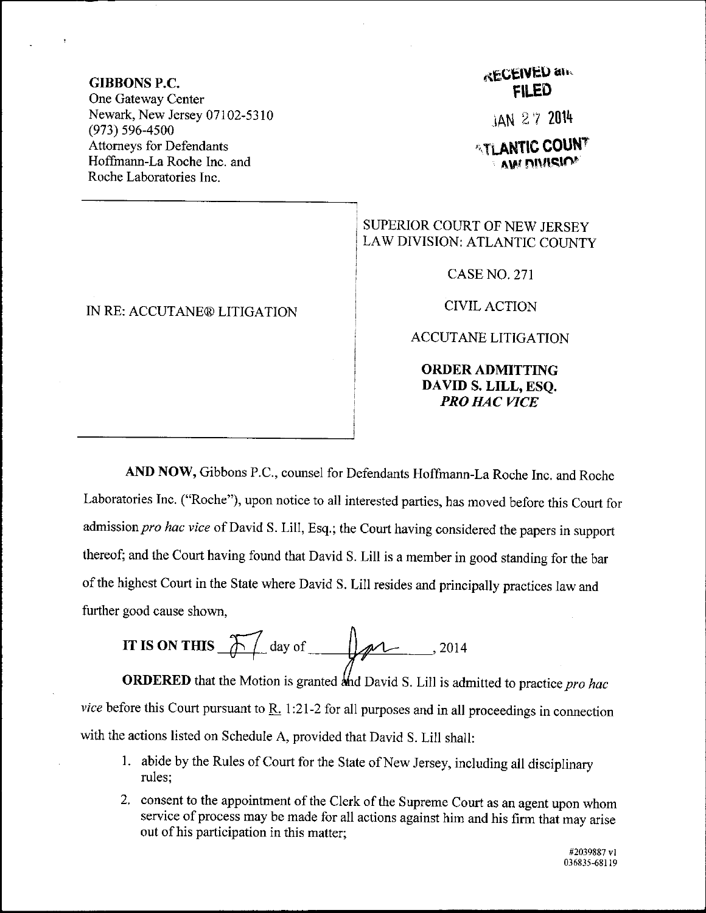**GIBBONS P.C.**
One Gateway Center
Newark, New Jersey 07102-5310
(973) 596-4500
Attorneys for Defendants
Hoffmann-La Roche Inc. and
Roche Laboratories Inc.

RECEIVED and
FILED
JAN 27 2014
ATLANTIC COUNTY
LAW DIVISION

IN RE: ACCUTANE® LITIGATION

SUPERIOR COURT OF NEW JERSEY
LAW DIVISION: ATLANTIC COUNTY

CASE NO. 271

CIVIL ACTION

ACCUTANE LITIGATION

**ORDER ADMITTING DAVID S. LILL, ESQ. *PRO HAC VICE***

**AND NOW,** Gibbons P.C., counsel for Defendants Hoffmann-La Roche Inc. and Roche Laboratories Inc. ("Roche"), upon notice to all interested parties, has moved before this Court for admission *pro hac vice* of David S. Lill, Esq.; the Court having considered the papers in support thereof; and the Court having found that David S. Lill is a member in good standing for the bar of the highest Court in the State where David S. Lill resides and principally practices law and further good cause shown,

**IT IS ON THIS** 27 day of Jan, 2014

**ORDERED** that the Motion is granted and David S. Lill is admitted to practice *pro hac vice* before this Court pursuant to R. 1:21-2 for all purposes and in all proceedings in connection with the actions listed on Schedule A, provided that David S. Lill shall:

1. abide by the Rules of Court for the State of New Jersey, including all disciplinary rules;
2. consent to the appointment of the Clerk of the Supreme Court as an agent upon whom service of process may be made for all actions against him and his firm that may arise out of his participation in this matter;

#2039887 v1
036835-68119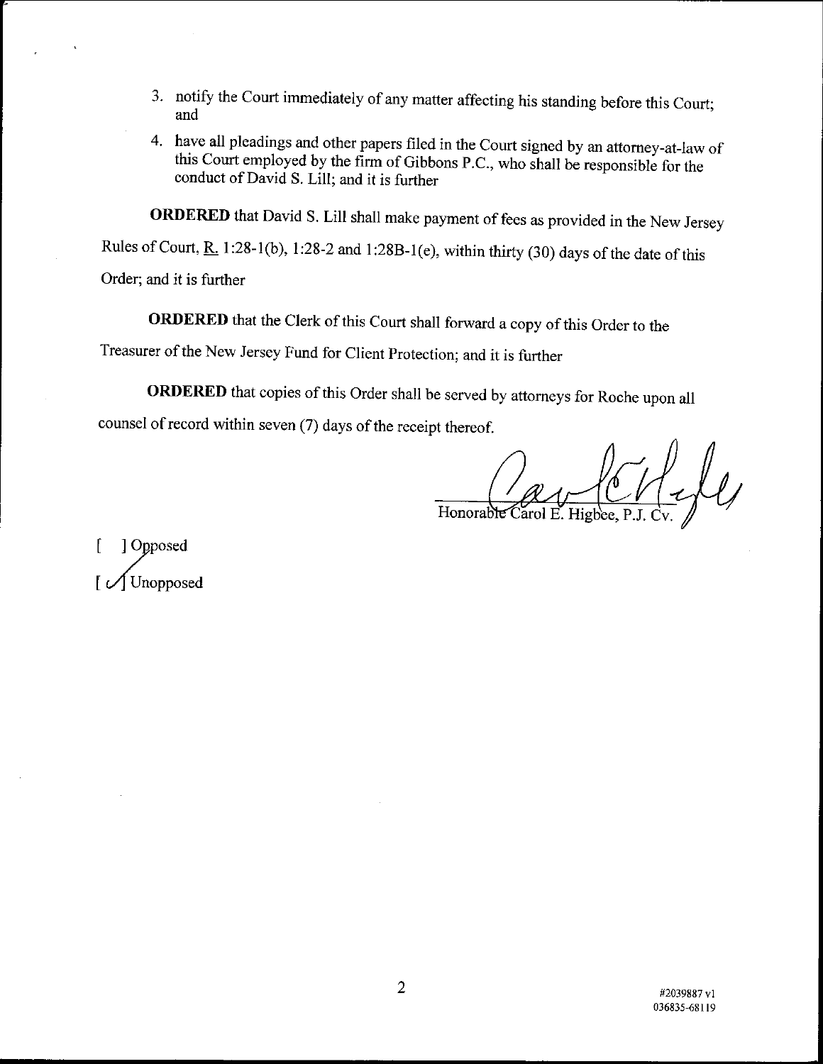3. notify the Court immediately of any matter affecting his standing before this Court; and

4. have all pleadings and other papers filed in the Court signed by an attorney-at-law of this Court employed by the firm of Gibbons P.C., who shall be responsible for the conduct of David S. Lill; and it is further

**ORDERED** that David S. Lill shall make payment of fees as provided in the New Jersey Rules of Court, R. 1:28-1(b), 1:28-2 and 1:28B-1(e), within thirty (30) days of the date of this Order; and it is further

**ORDERED** that the Clerk of this Court shall forward a copy of this Order to the Treasurer of the New Jersey Fund for Client Protection; and it is further

**ORDERED** that copies of this Order shall be served by attorneys for Roche upon all counsel of record within seven (7) days of the receipt thereof.

Honorable Carol E. Higbee, P.J. Cv.

[ ] Opposed

[✓] Unopposed

#2039887 v1
036835-68119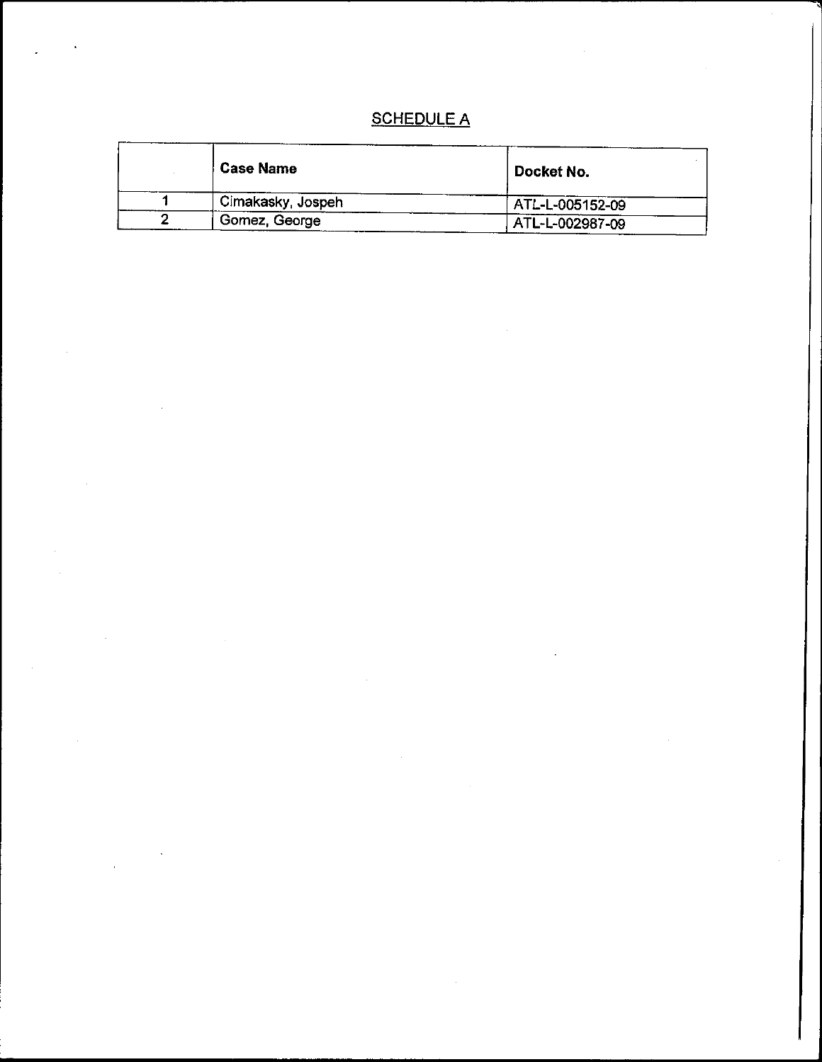SCHEDULE A

| | Case Name | Docket No. |
|---|---|---|
| 1 | Cimakasky, Jospeh | ATL-L-005152-09 |
| 2 | Gomez, George | ATL-L-002987-09 |